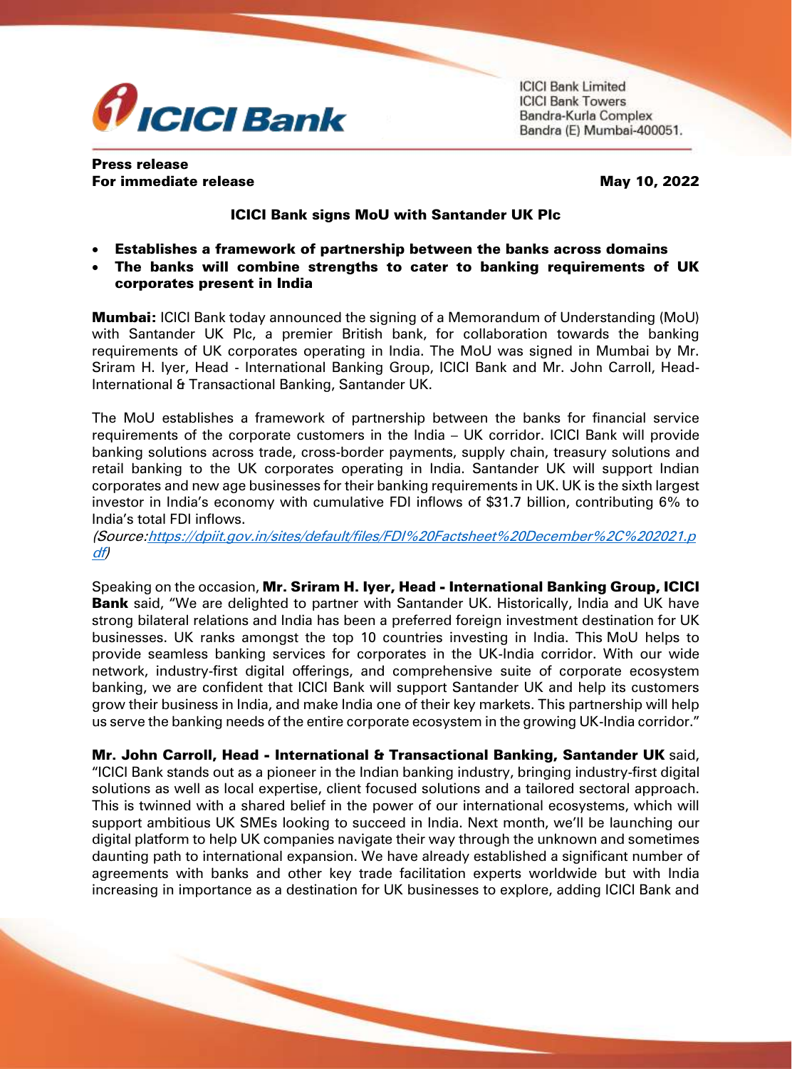ICICI Bank Limited
ICICI Bank Towers
Bandra-Kurla Complex
Bandra (E) Mumbai-400051.

**Press release**
**For immediate release** **May 10, 2022**

## ICICI Bank signs MoU with Santander UK Plc

- **Establishes a framework of partnership between the banks across domains**
- **The banks will combine strengths to cater to banking requirements of UK corporates present in India**

**Mumbai:** ICICI Bank today announced the signing of a Memorandum of Understanding (MoU) with Santander UK Plc, a premier British bank, for collaboration towards the banking requirements of UK corporates operating in India. The MoU was signed in Mumbai by Mr. Sriram H. Iyer, Head - International Banking Group, ICICI Bank and Mr. John Carroll, Head-International & Transactional Banking, Santander UK.

The MoU establishes a framework of partnership between the banks for financial service requirements of the corporate customers in the India – UK corridor. ICICI Bank will provide banking solutions across trade, cross-border payments, supply chain, treasury solutions and retail banking to the UK corporates operating in India. Santander UK will support Indian corporates and new age businesses for their banking requirements in UK. UK is the sixth largest investor in India's economy with cumulative FDI inflows of $31.7 billion, contributing 6% to India's total FDI inflows.
*(Source:https://dpiit.gov.in/sites/default/files/FDI%20Factsheet%20December%2C%202021.pdf)*

Speaking on the occasion, **Mr. Sriram H. Iyer, Head - International Banking Group, ICICI Bank** said, "We are delighted to partner with Santander UK. Historically, India and UK have strong bilateral relations and India has been a preferred foreign investment destination for UK businesses. UK ranks amongst the top 10 countries investing in India. This MoU helps to provide seamless banking services for corporates in the UK-India corridor. With our wide network, industry-first digital offerings, and comprehensive suite of corporate ecosystem banking, we are confident that ICICI Bank will support Santander UK and help its customers grow their business in India, and make India one of their key markets. This partnership will help us serve the banking needs of the entire corporate ecosystem in the growing UK-India corridor."

**Mr. John Carroll, Head - International & Transactional Banking, Santander UK** said, "ICICI Bank stands out as a pioneer in the Indian banking industry, bringing industry-first digital solutions as well as local expertise, client focused solutions and a tailored sectoral approach. This is twinned with a shared belief in the power of our international ecosystems, which will support ambitious UK SMEs looking to succeed in India. Next month, we'll be launching our digital platform to help UK companies navigate their way through the unknown and sometimes daunting path to international expansion. We have already established a significant number of agreements with banks and other key trade facilitation experts worldwide but with India increasing in importance as a destination for UK businesses to explore, adding ICICI Bank and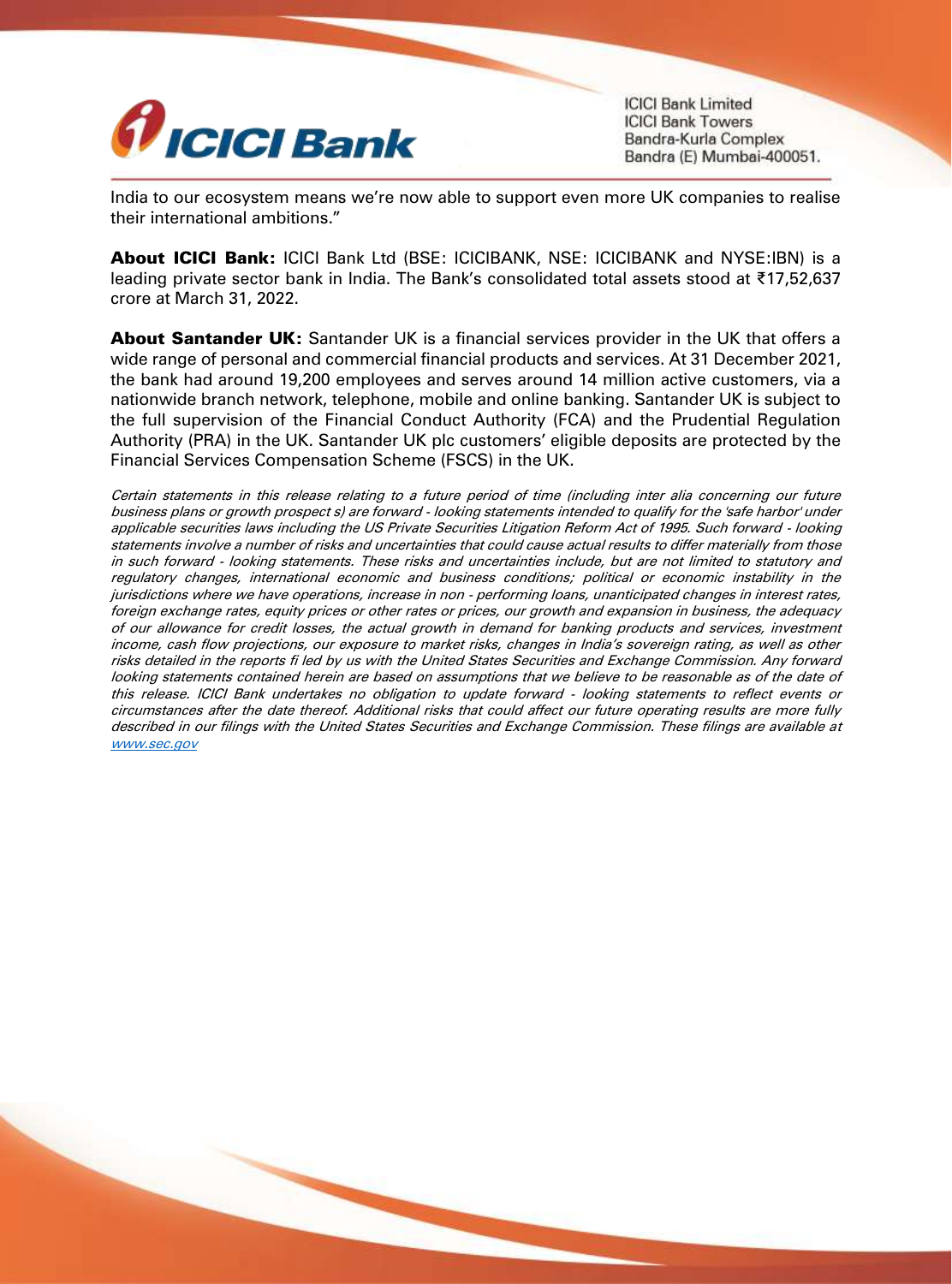India to our ecosystem means we're now able to support even more UK companies to realise their international ambitions."

**About ICICI Bank:** ICICI Bank Ltd (BSE: ICICIBANK, NSE: ICICIBANK and NYSE:IBN) is a leading private sector bank in India. The Bank's consolidated total assets stood at ₹17,52,637 crore at March 31, 2022.

**About Santander UK:** Santander UK is a financial services provider in the UK that offers a wide range of personal and commercial financial products and services. At 31 December 2021, the bank had around 19,200 employees and serves around 14 million active customers, via a nationwide branch network, telephone, mobile and online banking. Santander UK is subject to the full supervision of the Financial Conduct Authority (FCA) and the Prudential Regulation Authority (PRA) in the UK. Santander UK plc customers' eligible deposits are protected by the Financial Services Compensation Scheme (FSCS) in the UK.

*Certain statements in this release relating to a future period of time (including inter alia concerning our future business plans or growth prospect s) are forward - looking statements intended to qualify for the 'safe harbor' under applicable securities laws including the US Private Securities Litigation Reform Act of 1995. Such forward - looking statements involve a number of risks and uncertainties that could cause actual results to differ materially from those in such forward - looking statements. These risks and uncertainties include, but are not limited to statutory and regulatory changes, international economic and business conditions; political or economic instability in the jurisdictions where we have operations, increase in non - performing loans, unanticipated changes in interest rates, foreign exchange rates, equity prices or other rates or prices, our growth and expansion in business, the adequacy of our allowance for credit losses, the actual growth in demand for banking products and services, investment income, cash flow projections, our exposure to market risks, changes in India's sovereign rating, as well as other risks detailed in the reports fi led by us with the United States Securities and Exchange Commission. Any forward looking statements contained herein are based on assumptions that we believe to be reasonable as of the date of this release. ICICI Bank undertakes no obligation to update forward - looking statements to reflect events or circumstances after the date thereof. Additional risks that could affect our future operating results are more fully described in our filings with the United States Securities and Exchange Commission. These filings are available at [www.sec.gov](http://www.sec.gov)*